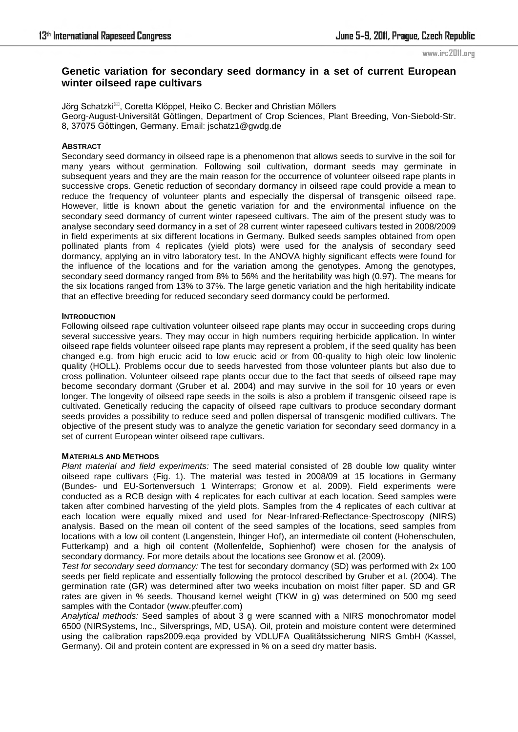# Genetic variation for secondary seed dormancy in a set of current European winter oilseed rape cultivars

Jörg Schatzki, Coretta Klöppel, Heiko C. Becker and Christian Möllers

Georg-August-Universität Göttingen, Department of Crop Sciences, Plant Breeding, Von-Siebold-Str. 8, 37075 Göttingen, Germany. Email: jschatz1@gwdg.de

## ABSTRACT

Secondary seed dormancy in oilseed rape is a phenomenon that allows seeds to survive in the soil for many years without germination. Following soil cultivation, dormant seeds may germinate in subsequent years and they are the main reason for the occurrence of volunteer oilseed rape plants in successive crops. Genetic reduction of secondary dormancy in oilseed rape could provide a mean to reduce the frequency of volunteer plants and especially the dispersal of transgenic oilseed rape. However, little is known about the genetic variation for and the environmental influence on the secondary seed dormancy of current winter rapeseed cultivars. The aim of the present study was to analyse secondary seed dormancy in a set of 28 current winter rapeseed cultivars tested in 2008/2009 in field experiments at six different locations in Germany. Bulked seeds samples obtained from open pollinated plants from 4 replicates (yield plots) were used for the analysis of secondary seed dormancy, applying an in vitro laboratory test. In the ANOVA highly significant effects were found for the influence of the locations and for the variation among the genotypes. Among the genotypes, secondary seed dormancy ranged from 8% to 56% and the heritability was high (0.97). The means for the six locations ranged from 13% to 37%. The large genetic variation and the high heritability indicate that an effective breeding for reduced secondary seed dormancy could be performed.

## INTRODUCTION

Following oilseed rape cultivation volunteer oilseed rape plants may occur in succeeding crops during several successive years. They may occur in high numbers requiring herbicide application. In winter oilseed rape fields volunteer oilseed rape plants may represent a problem, if the seed quality has been changed e.g. from high erucic acid to low erucic acid or from 00-quality to high oleic low linolenic quality (HOLL). Problems occur due to seeds harvested from those volunteer plants but also due to cross pollination. Volunteer oilseed rape plants occur due to the fact that seeds of oilseed rape may become secondary dormant (Gruber et al. 2004) and may survive in the soil for 10 years or even longer. The longevity of oilseed rape seeds in the soils is also a problem if transgenic oilseed rape is cultivated. Genetically reducing the capacity of oilseed rape cultivars to produce secondary dormant seeds provides a possibility to reduce seed and pollen dispersal of transgenic modified cultivars. The objective of the present study was to analyze the genetic variation for secondary seed dormancy in a set of current European winter oilseed rape cultivars.

## MATERIALS AND METHODS

*Plant material and field experiments:* The seed material consisted of 28 double low quality winter oilseed rape cultivars (Fig. 1). The material was tested in 2008/09 at 15 locations in Germany (Bundes- und EU-Sortenversuch 1 Winterraps; Gronow et al. 2009). Field experiments were conducted as a RCB design with 4 replicates for each cultivar at each location. Seed samples were taken after combined harvesting of the yield plots. Samples from the 4 replicates of each cultivar at each location were equally mixed and used for Near-Infrared-Reflectance-Spectroscopy (NIRS) analysis. Based on the mean oil content of the seed samples of the locations, seed samples from locations with a low oil content (Langenstein, Ihinger Hof), an intermediate oil content (Hohenschulen, Futterkamp) and a high oil content (Mollenfelde, Sophienhof) were chosen for the analysis of secondary dormancy. For more details about the locations see Gronow et al. (2009).

*Test for secondary seed dormancy:* The test for secondary dormancy (SD) was performed with 2x 100 seeds per field replicate and essentially following the protocol described by Gruber et al. (2004). The germination rate (GR) was determined after two weeks incubation on moist filter paper. SD and GR rates are given in % seeds. Thousand kernel weight (TKW in g) was determined on 500 mg seed samples with the Contador (www.pfeuffer.com)

*Analytical methods:* Seed samples of about 3 g were scanned with a NIRS monochromator model 6500 (NIRSystems, Inc., Silversprings, MD, USA). Oil, protein and moisture content were determined using the calibration raps2009.eqa provided by VDLUFA Qualitätssicherung NIRS GmbH (Kassel, Germany). Oil and protein content are expressed in % on a seed dry matter basis.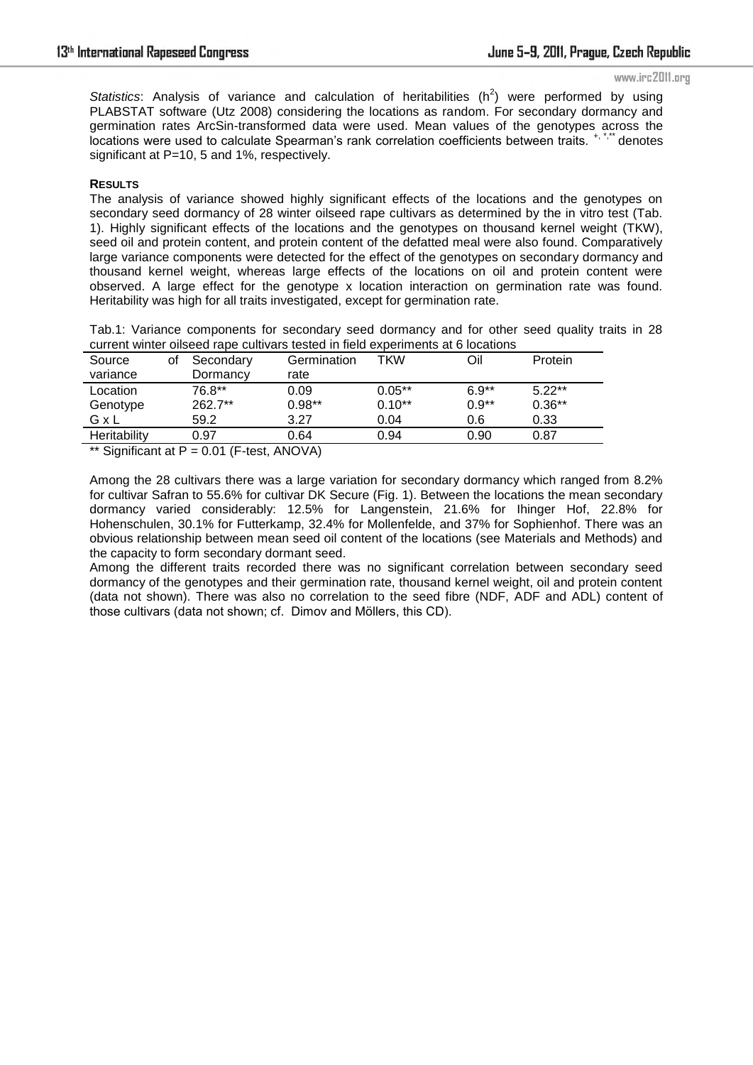*Statistics*: Analysis of variance and calculation of heritabilities ($h^2$) were performed by using PLABSTAT software (Utz 2008) considering the locations as random. For secondary dormancy and germination rates ArcSin-transformed data were used. Mean values of the genotypes across the locations were used to calculate Spearman's rank correlation coefficients between traits. $^{+,*,**}$ denotes significant at P=10, 5 and 1%, respectively.

**RESULTS**

The analysis of variance showed highly significant effects of the locations and the genotypes on secondary seed dormancy of 28 winter oilseed rape cultivars as determined by the in vitro test (Tab. 1). Highly significant effects of the locations and the genotypes on thousand kernel weight (TKW), seed oil and protein content, and protein content of the defatted meal were also found. Comparatively large variance components were detected for the effect of the genotypes on secondary dormancy and thousand kernel weight, whereas large effects of the locations on oil and protein content were observed. A large effect for the genotype x location interaction on germination rate was found. Heritability was high for all traits investigated, except for germination rate.

Tab.1: Variance components for secondary seed dormancy and for other seed quality traits in 28 current winter oilseed rape cultivars tested in field experiments at 6 locations

| Source of variance | Secondary Dormancy | Germination rate | TKW | Oil | Protein |
|---|---|---|---|---|---|
| Location | 76.8** | 0.09 | 0.05** | 6.9** | 5.22** |
| Genotype | 262.7** | 0.98** | 0.10** | 0.9** | 0.36** |
| G x L | 59.2 | 3.27 | 0.04 | 0.6 | 0.33 |
| Heritability | 0.97 | 0.64 | 0.94 | 0.90 | 0.87 |

** Significant at P = 0.01 (F-test, ANOVA)

Among the 28 cultivars there was a large variation for secondary dormancy which ranged from 8.2% for cultivar Safran to 55.6% for cultivar DK Secure (Fig. 1). Between the locations the mean secondary dormancy varied considerably: 12.5% for Langenstein, 21.6% for Ihinger Hof, 22.8% for Hohenschulen, 30.1% for Futterkamp, 32.4% for Mollenfelde, and 37% for Sophienhof. There was an obvious relationship between mean seed oil content of the locations (see Materials and Methods) and the capacity to form secondary dormant seed.

Among the different traits recorded there was no significant correlation between secondary seed dormancy of the genotypes and their germination rate, thousand kernel weight, oil and protein content (data not shown). There was also no correlation to the seed fibre (NDF, ADF and ADL) content of those cultivars (data not shown; cf. Dimov and Möllers, this CD).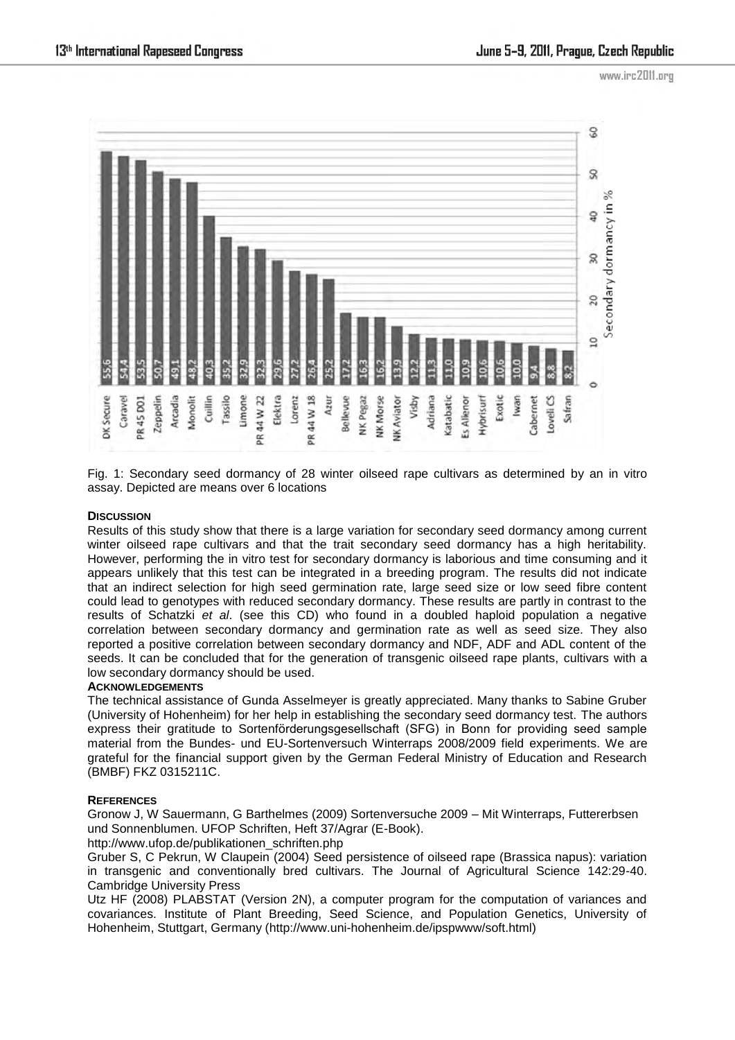Secondary dormancy in %

0
10
20
30
40
50
60

DK Secure 55.6
Caravel 54.4
PR 45 D01 53.5
Zeppelin 50.7
Arcadia 49.1
Monolit 48.2
Cuillin 40.3
Tassilo 35.2
Limone 32.9
PR 44 W 22 32.3
Elektra 29.6
Lorenz 27.2
PR 44 W 18 26.4
Azur 25.2
Bellevue 17.2
NK Pegaz 16.3
NK Morse 16.2
NK Aviator 13.9
Visby 12.2
Adriana 11.3
Katabatic 11.0
Es Alienor 10.9
Hybrisurf 10.6
Exotic 10.6
Iwan 10.0
Cabernet 9.4
Loveli CS 8.8
Safran 8.2

Fig. 1: Secondary seed dormancy of 28 winter oilseed rape cultivars as determined by an in vitro assay. Depicted are means over 6 locations

## DISCUSSION

Results of this study show that there is a large variation for secondary seed dormancy among current winter oilseed rape cultivars and that the trait secondary seed dormancy has a high heritability. However, performing the in vitro test for secondary dormancy is laborious and time consuming and it appears unlikely that this test can be integrated in a breeding program. The results did not indicate that an indirect selection for high seed germination rate, large seed size or low seed fibre content could lead to genotypes with reduced secondary dormancy. These results are partly in contrast to the results of Schatzki *et al*. (see this CD) who found in a doubled haploid population a negative correlation between secondary dormancy and germination rate as well as seed size. They also reported a positive correlation between secondary dormancy and NDF, ADF and ADL content of the seeds. It can be concluded that for the generation of transgenic oilseed rape plants, cultivars with a low secondary dormancy should be used.

## ACKNOWLEDGEMENTS

The technical assistance of Gunda Asselmeyer is greatly appreciated. Many thanks to Sabine Gruber (University of Hohenheim) for her help in establishing the secondary seed dormancy test. The authors express their gratitude to Sortenförderungsgesellschaft (SFG) in Bonn for providing seed sample material from the Bundes- und EU-Sortenversuch Winterraps 2008/2009 field experiments. We are grateful for the financial support given by the German Federal Ministry of Education and Research (BMBF) FKZ 0315211C.

## REFERENCES

Gronow J, W Sauermann, G Barthelmes (2009) Sortenversuche 2009 – Mit Winterraps, Futtererbsen und Sonnenblumen. UFOP Schriften, Heft 37/Agrar (E-Book). http://www.ufop.de/publikationen_schriften.php

Gruber S, C Pekrun, W Claupein (2004) Seed persistence of oilseed rape (Brassica napus): variation in transgenic and conventionally bred cultivars. The Journal of Agricultural Science 142:29-40. Cambridge University Press

Utz HF (2008) PLABSTAT (Version 2N), a computer program for the computation of variances and covariances. Institute of Plant Breeding, Seed Science, and Population Genetics, University of Hohenheim, Stuttgart, Germany (http://www.uni-hohenheim.de/ipspwww/soft.html)